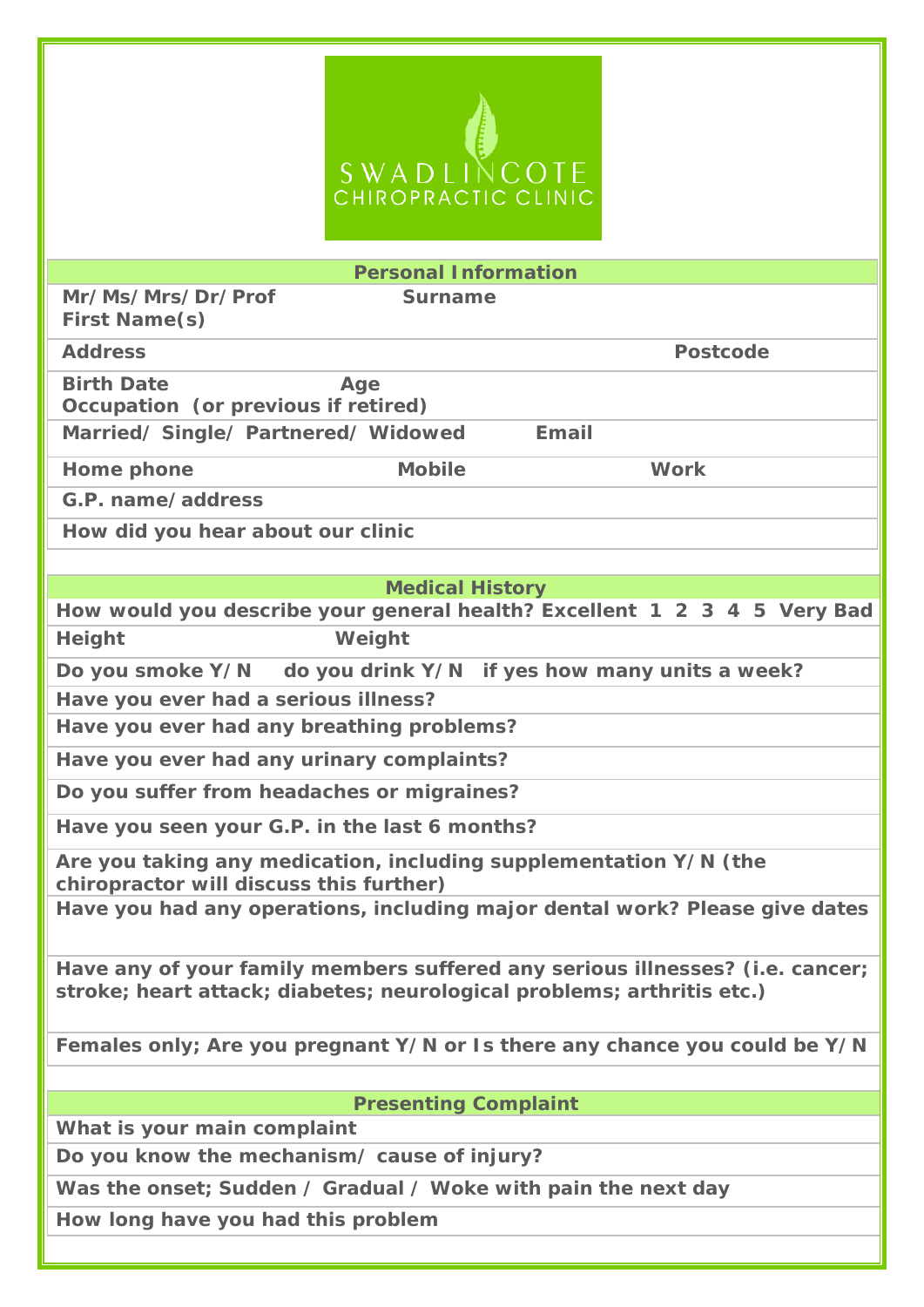# SWADLINCOTE CHIROPRACTIC CLINIC

## Personal Information

| |
|---|
| Mr/Ms/Mrs/Dr/Prof     Surname<br>First Name(s) |
| Address     Postcode |
| Birth Date     Age<br>Occupation (or previous if retired) |
| Married/ Single/ Partnered/ Widowed     Email |
| Home phone     Mobile     Work |
| G.P. name/address |
| How did you hear about our clinic |

## Medical History

| |
|---|
| How would you describe your general health? Excellent 1 2 3 4 5 Very Bad |
| Height     Weight |
| Do you smoke Y/N     do you drink Y/N   if yes how many units a week? |
| Have you ever had a serious illness? |
| Have you ever had any breathing problems? |
| Have you ever had any urinary complaints? |
| Do you suffer from headaches or migraines? |
| Have you seen your G.P. in the last 6 months? |
| Are you taking any medication, including supplementation Y/N (the chiropractor will discuss this further) |
| Have you had any operations, including major dental work? Please give dates |
| Have any of your family members suffered any serious illnesses? (i.e. cancer; stroke; heart attack; diabetes; neurological problems; arthritis etc.) |
| Females only; Are you pregnant Y/N or Is there any chance you could be Y/N |

## Presenting Complaint

| |
|---|
| What is your main complaint |
| Do you know the mechanism/ cause of injury? |
| Was the onset; Sudden / Gradual / Woke with pain the next day |
| How long have you had this problem |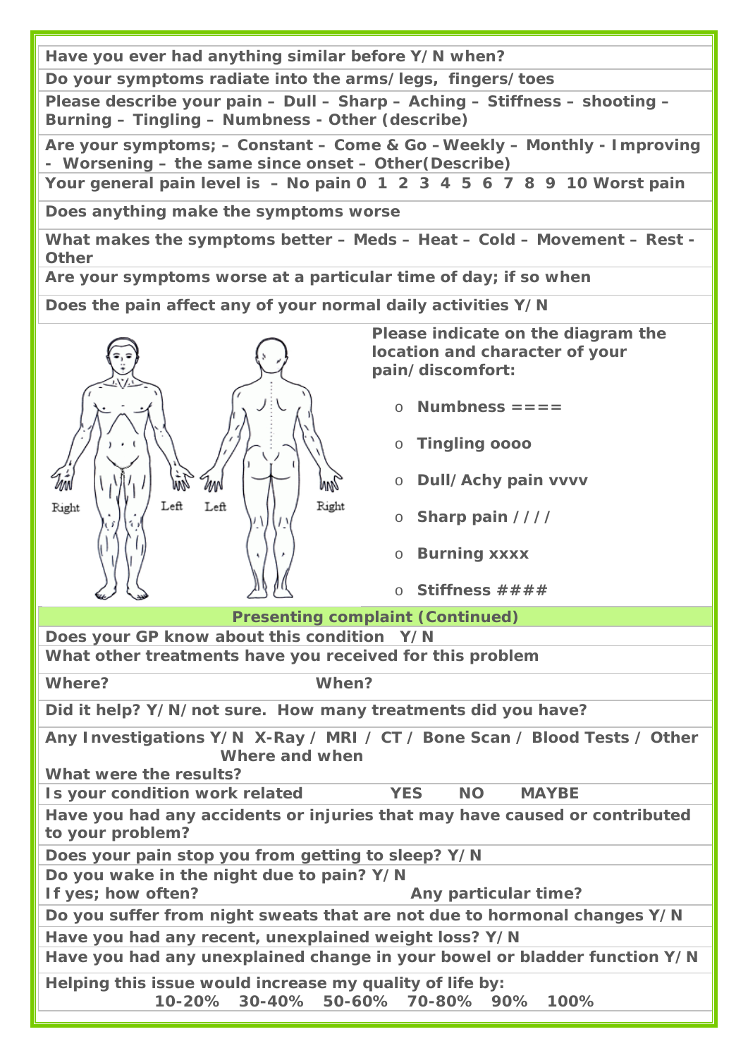**Have you ever had anything similar before Y/N when?**

**Do your symptoms radiate into the arms/legs, fingers/toes**

**Please describe your pain – Dull – Sharp – Aching – Stiffness – shooting – Burning – Tingling – Numbness - Other (describe)**

**Are your symptoms; – Constant – Come & Go – Weekly – Monthly - Improving - Worsening – the same since onset – Other(Describe)**

**Your general pain level is – No pain 0 1 2 3 4 5 6 7 8 9 10 Worst pain**

**Does anything make the symptoms worse**

**What makes the symptoms better – Meds – Heat – Cold – Movement – Rest - Other**

**Are your symptoms worse at a particular time of day; if so when**

**Does the pain affect any of your normal daily activities Y/N**

Right Left Left Right

**Please indicate on the diagram the location and character of your pain/discomfort:**

- **Numbness ====**
- **Tingling oooo**
- **Dull/Achy pain vvvv**
- **Sharp pain ////**
- **Burning xxxx**
- **Stiffness ####**

## Presenting complaint (Continued)

**Does your GP know about this condition Y/N**

**What other treatments have you received for this problem**

**Where? When?**

**Did it help? Y/N/not sure. How many treatments did you have?**

**Any Investigations Y/N X-Ray / MRI / CT / Bone Scan / Blood Tests / Other Where and when**

**What were the results?**

**Is your condition work related YES NO MAYBE**

**Have you had any accidents or injuries that may have caused or contributed to your problem?**

**Does your pain stop you from getting to sleep? Y/N**

**Do you wake in the night due to pain? Y/N**

**If yes; how often? Any particular time?**

**Do you suffer from night sweats that are not due to hormonal changes Y/N**

**Have you had any recent, unexplained weight loss? Y/N**

**Have you had any unexplained change in your bowel or bladder function Y/N**

**Helping this issue would increase my quality of life by:**
**10-20% 30-40% 50-60% 70-80% 90% 100%**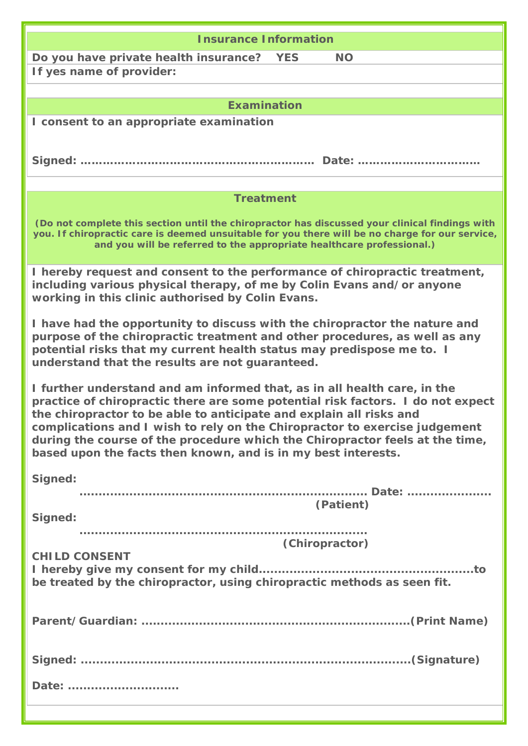## Insurance Information

**Do you have private health insurance?  YES  NO**

**If yes name of provider:**

## Examination

**I consent to an appropriate examination**

**Signed: …………………………………………………… Date: …………………………**

## Treatment

**(Do not complete this section until the chiropractor has discussed your clinical findings with you. If chiropractic care is deemed unsuitable for you there will be no charge for our service, and you will be referred to the appropriate healthcare professional.)**

**I hereby request and consent to the performance of chiropractic treatment, including various physical therapy, of me by Colin Evans and/or anyone working in this clinic authorised by Colin Evans.**

**I have had the opportunity to discuss with the chiropractor the nature and purpose of the chiropractic treatment and other procedures, as well as any potential risks that my current health status may predispose me to. I understand that the results are not guaranteed.**

**I further understand and am informed that, as in all health care, in the practice of chiropractic there are some potential risk factors. I do not expect the chiropractor to be able to anticipate and explain all risks and complications and I wish to rely on the Chiropractor to exercise judgement during the course of the procedure which the Chiropractor feels at the time, based upon the facts then known, and is in my best interests.**

**Signed:**
**………………………………………………………………… Date: …………………**
**(Patient)**

**Signed:**
**…………………………………………………………………**
**(Chiropractor)**

**CHILD CONSENT**

**I hereby give my consent for my child………………………………………………to be treated by the chiropractor, using chiropractic methods as seen fit.**

**Parent/Guardian: ……………………………………………………………(Print Name)**

**Signed: ……………………………………………………………………(Signature)**

**Date: ……………………….**